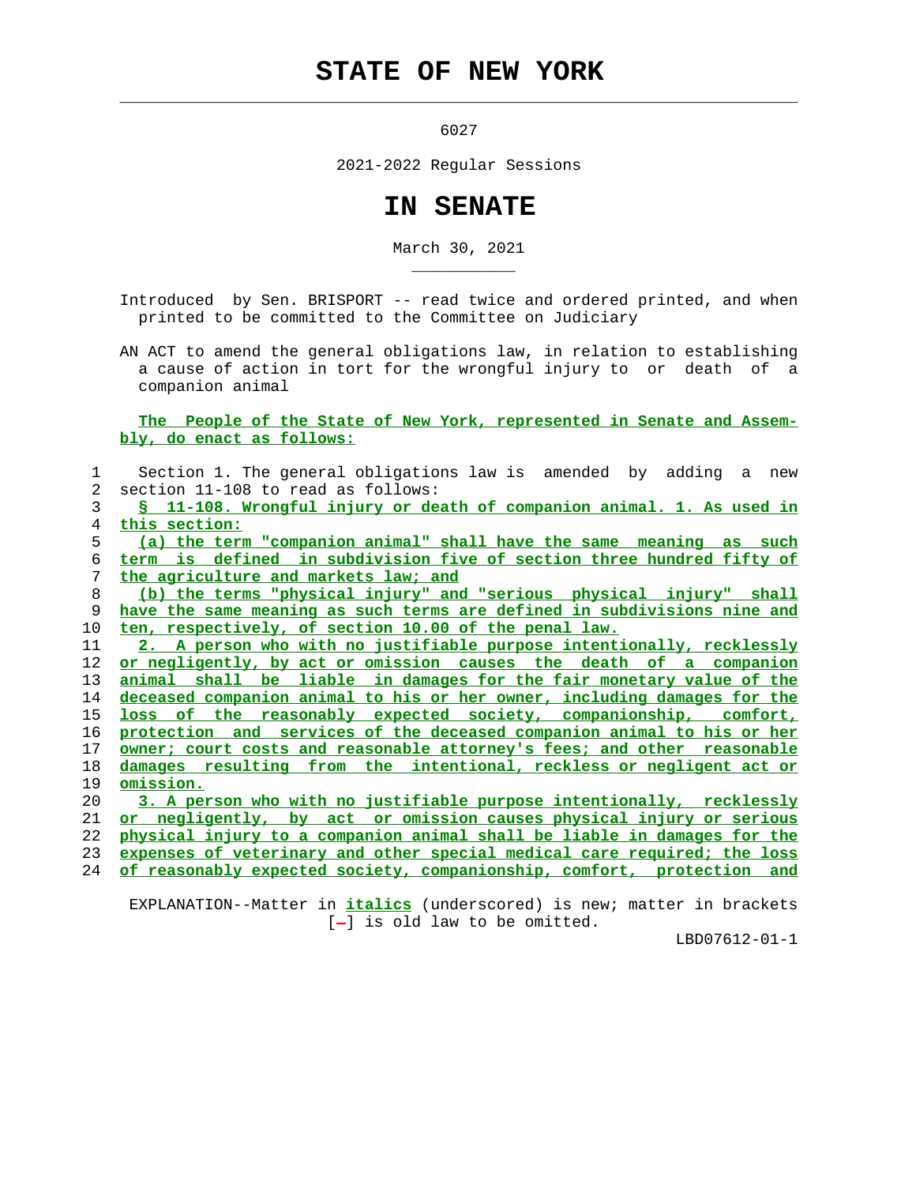# STATE OF NEW YORK

6027

2021-2022 Regular Sessions

# IN SENATE

March 30, 2021

Introduced by Sen. BRISPORT -- read twice and ordered printed, and when printed to be committed to the Committee on Judiciary

AN ACT to amend the general obligations law, in relation to establishing a cause of action in tort for the wrongful injury to or death of a companion animal

The People of the State of New York, represented in Senate and Assembly, do enact as follows:

Section 1. The general obligations law is amended by adding a new section 11-108 to read as follows:

§ 11-108. Wrongful injury or death of companion animal. 1. As used in this section:

(a) the term "companion animal" shall have the same meaning as such term is defined in subdivision five of section three hundred fifty of the agriculture and markets law; and

(b) the terms "physical injury" and "serious physical injury" shall have the same meaning as such terms are defined in subdivisions nine and ten, respectively, of section 10.00 of the penal law.

2. A person who with no justifiable purpose intentionally, recklessly or negligently, by act or omission causes the death of a companion animal shall be liable in damages for the fair monetary value of the deceased companion animal to his or her owner, including damages for the loss of the reasonably expected society, companionship, comfort, protection and services of the deceased companion animal to his or her owner; court costs and reasonable attorney's fees; and other reasonable damages resulting from the intentional, reckless or negligent act or omission.

3. A person who with no justifiable purpose intentionally, recklessly or negligently, by act or omission causes physical injury or serious physical injury to a companion animal shall be liable in damages for the expenses of veterinary and other special medical care required; the loss of reasonably expected society, companionship, comfort, protection and

EXPLANATION--Matter in *italics* (underscored) is new; matter in brackets [-] is old law to be omitted.

LBD07612-01-1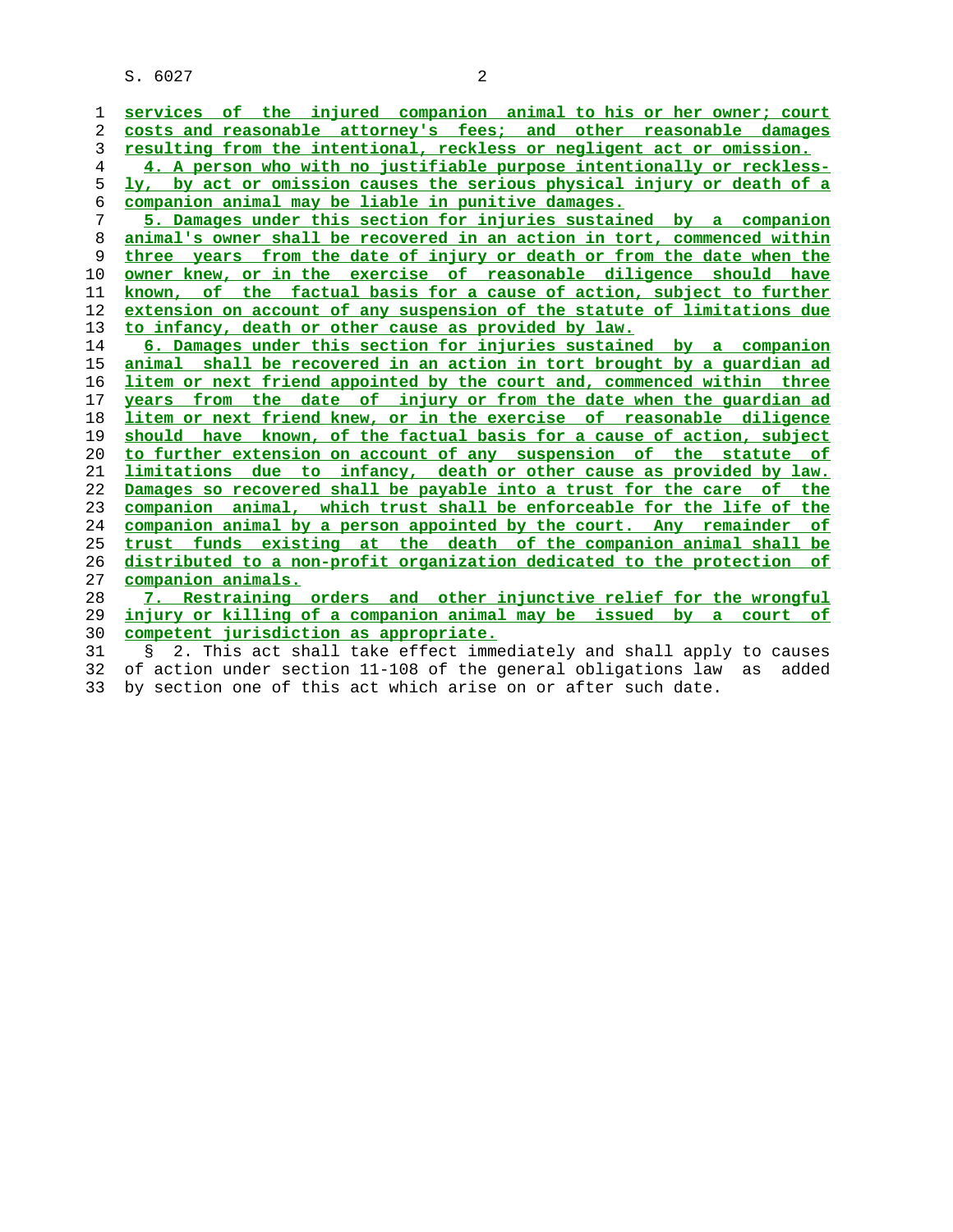services of the injured companion animal to his or her owner; court costs and reasonable attorney's fees; and other reasonable damages resulting from the intentional, reckless or negligent act or omission.

4. A person who with no justifiable purpose intentionally or recklessly, by act or omission causes the serious physical injury or death of a companion animal may be liable in punitive damages.

5. Damages under this section for injuries sustained by a companion animal's owner shall be recovered in an action in tort, commenced within three years from the date of injury or death or from the date when the owner knew, or in the exercise of reasonable diligence should have known, of the factual basis for a cause of action, subject to further extension on account of any suspension of the statute of limitations due to infancy, death or other cause as provided by law.

6. Damages under this section for injuries sustained by a companion animal shall be recovered in an action in tort brought by a guardian ad litem or next friend appointed by the court and, commenced within three years from the date of injury or from the date when the guardian ad litem or next friend knew, or in the exercise of reasonable diligence should have known, of the factual basis for a cause of action, subject to further extension on account of any suspension of the statute of limitations due to infancy, death or other cause as provided by law. Damages so recovered shall be payable into a trust for the care of the companion animal, which trust shall be enforceable for the life of the companion animal by a person appointed by the court. Any remainder of trust funds existing at the death of the companion animal shall be distributed to a non-profit organization dedicated to the protection of companion animals.

7. Restraining orders and other injunctive relief for the wrongful injury or killing of a companion animal may be issued by a court of competent jurisdiction as appropriate.

§ 2. This act shall take effect immediately and shall apply to causes of action under section 11-108 of the general obligations law as added by section one of this act which arise on or after such date.